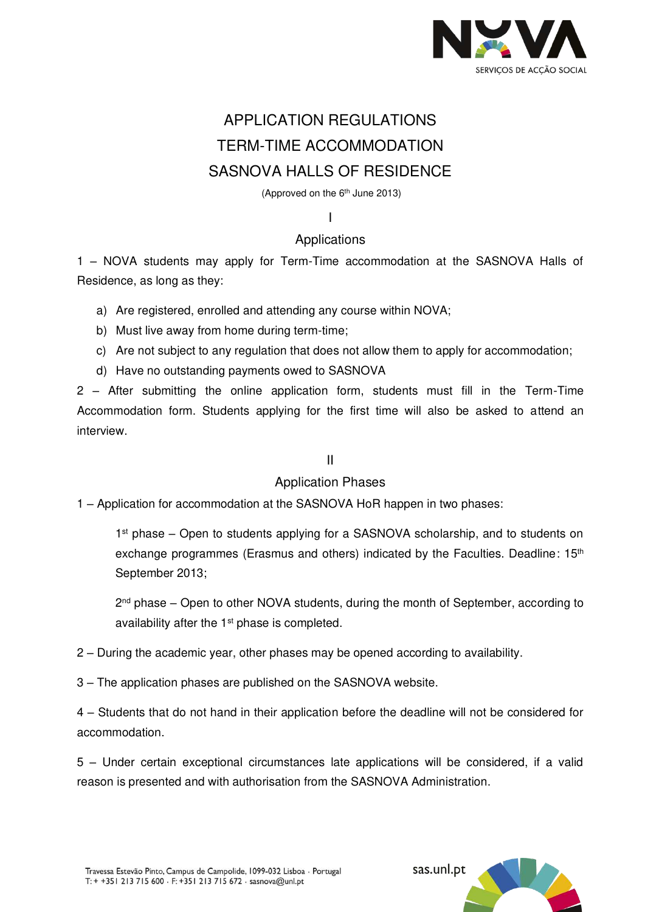# APPLICATION REGULATIONS
# TERM-TIME ACCOMMODATION
# SASNOVA HALLS OF RESIDENCE

(Approved on the 6th June 2013)

## I
## Applications

1 – NOVA students may apply for Term-Time accommodation at the SASNOVA Halls of Residence, as long as they:

a) Are registered, enrolled and attending any course within NOVA;
b) Must live away from home during term-time;
c) Are not subject to any regulation that does not allow them to apply for accommodation;
d) Have no outstanding payments owed to SASNOVA

2 – After submitting the online application form, students must fill in the Term-Time Accommodation form. Students applying for the first time will also be asked to attend an interview.

## II
## Application Phases

1 – Application for accommodation at the SASNOVA HoR happen in two phases:

1st phase – Open to students applying for a SASNOVA scholarship, and to students on exchange programmes (Erasmus and others) indicated by the Faculties. Deadline: 15th September 2013;

2nd phase – Open to other NOVA students, during the month of September, according to availability after the 1st phase is completed.

2 – During the academic year, other phases may be opened according to availability.

3 – The application phases are published on the SASNOVA website.

4 – Students that do not hand in their application before the deadline will not be considered for accommodation.

5 – Under certain exceptional circumstances late applications will be considered, if a valid reason is presented and with authorisation from the SASNOVA Administration.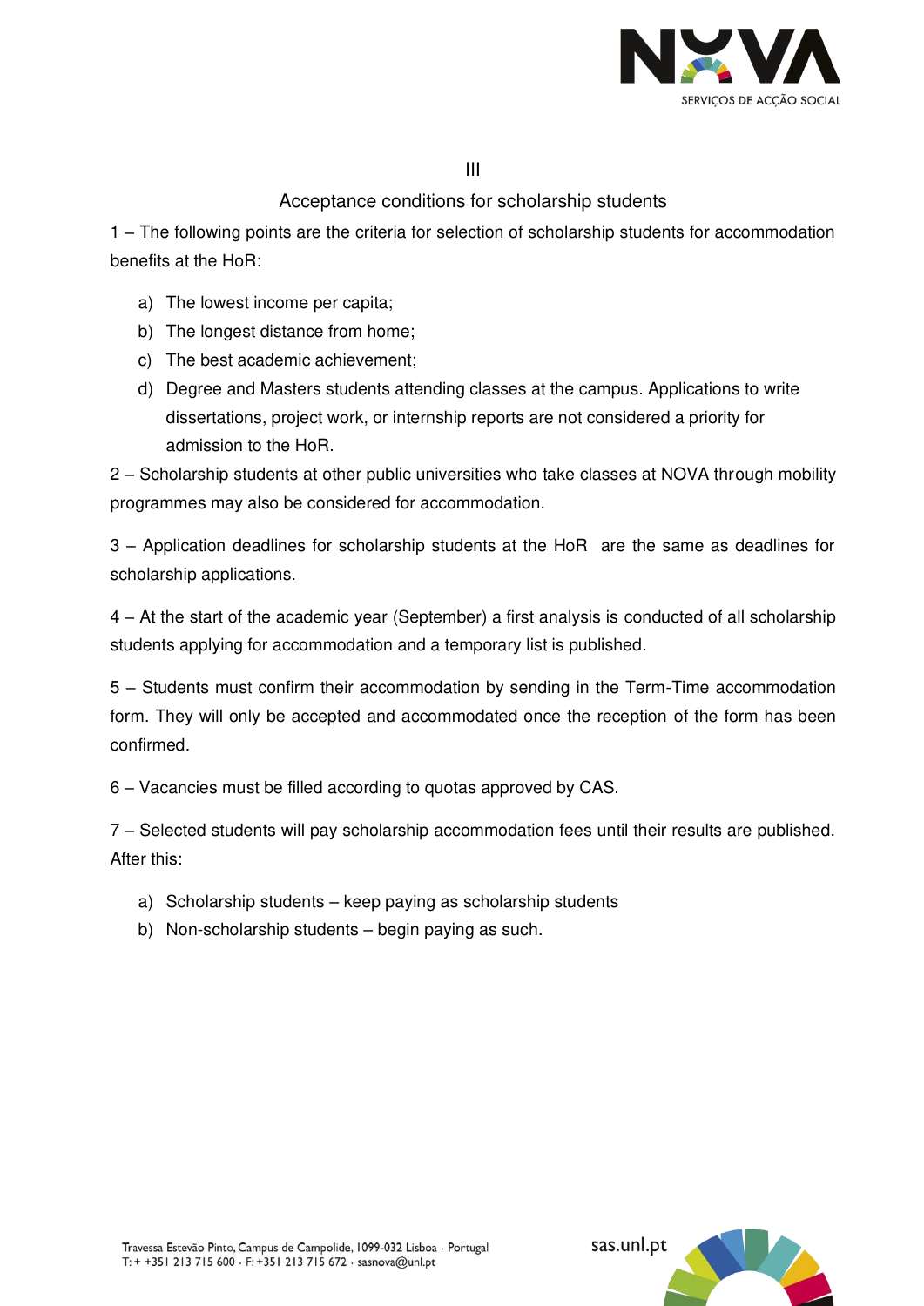## III

## Acceptance conditions for scholarship students

1 – The following points are the criteria for selection of scholarship students for accommodation benefits at the HoR:

a) The lowest income per capita;
b) The longest distance from home;
c) The best academic achievement;
d) Degree and Masters students attending classes at the campus. Applications to write dissertations, project work, or internship reports are not considered a priority for admission to the HoR.

2 – Scholarship students at other public universities who take classes at NOVA through mobility programmes may also be considered for accommodation.

3 – Application deadlines for scholarship students at the HoR are the same as deadlines for scholarship applications.

4 – At the start of the academic year (September) a first analysis is conducted of all scholarship students applying for accommodation and a temporary list is published.

5 – Students must confirm their accommodation by sending in the Term-Time accommodation form. They will only be accepted and accommodated once the reception of the form has been confirmed.

6 – Vacancies must be filled according to quotas approved by CAS.

7 – Selected students will pay scholarship accommodation fees until their results are published. After this:

a) Scholarship students – keep paying as scholarship students
b) Non-scholarship students – begin paying as such.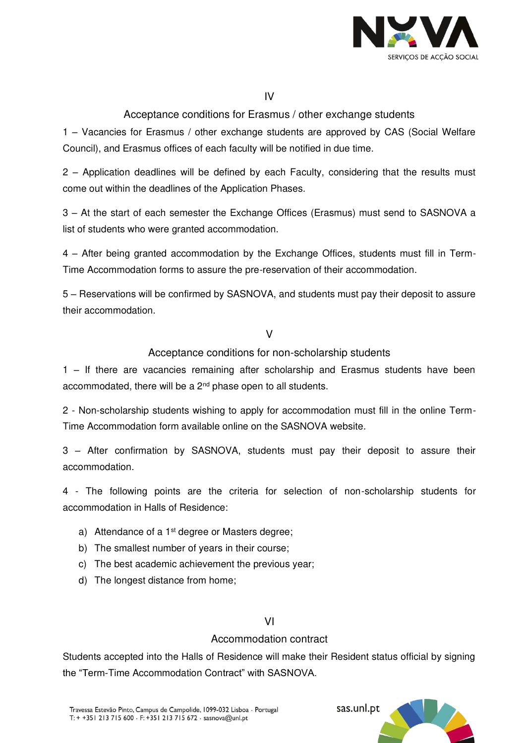## IV

## Acceptance conditions for Erasmus / other exchange students

1 – Vacancies for Erasmus / other exchange students are approved by CAS (Social Welfare Council), and Erasmus offices of each faculty will be notified in due time.

2 – Application deadlines will be defined by each Faculty, considering that the results must come out within the deadlines of the Application Phases.

3 – At the start of each semester the Exchange Offices (Erasmus) must send to SASNOVA a list of students who were granted accommodation.

4 – After being granted accommodation by the Exchange Offices, students must fill in Term-Time Accommodation forms to assure the pre-reservation of their accommodation.

5 – Reservations will be confirmed by SASNOVA, and students must pay their deposit to assure their accommodation.

## V

## Acceptance conditions for non-scholarship students

1 – If there are vacancies remaining after scholarship and Erasmus students have been accommodated, there will be a 2nd phase open to all students.

2 - Non-scholarship students wishing to apply for accommodation must fill in the online Term-Time Accommodation form available online on the SASNOVA website.

3 – After confirmation by SASNOVA, students must pay their deposit to assure their accommodation.

4 - The following points are the criteria for selection of non-scholarship students for accommodation in Halls of Residence:

a) Attendance of a 1st degree or Masters degree;
b) The smallest number of years in their course;
c) The best academic achievement the previous year;
d) The longest distance from home;

## VI

## Accommodation contract

Students accepted into the Halls of Residence will make their Resident status official by signing the "Term-Time Accommodation Contract" with SASNOVA.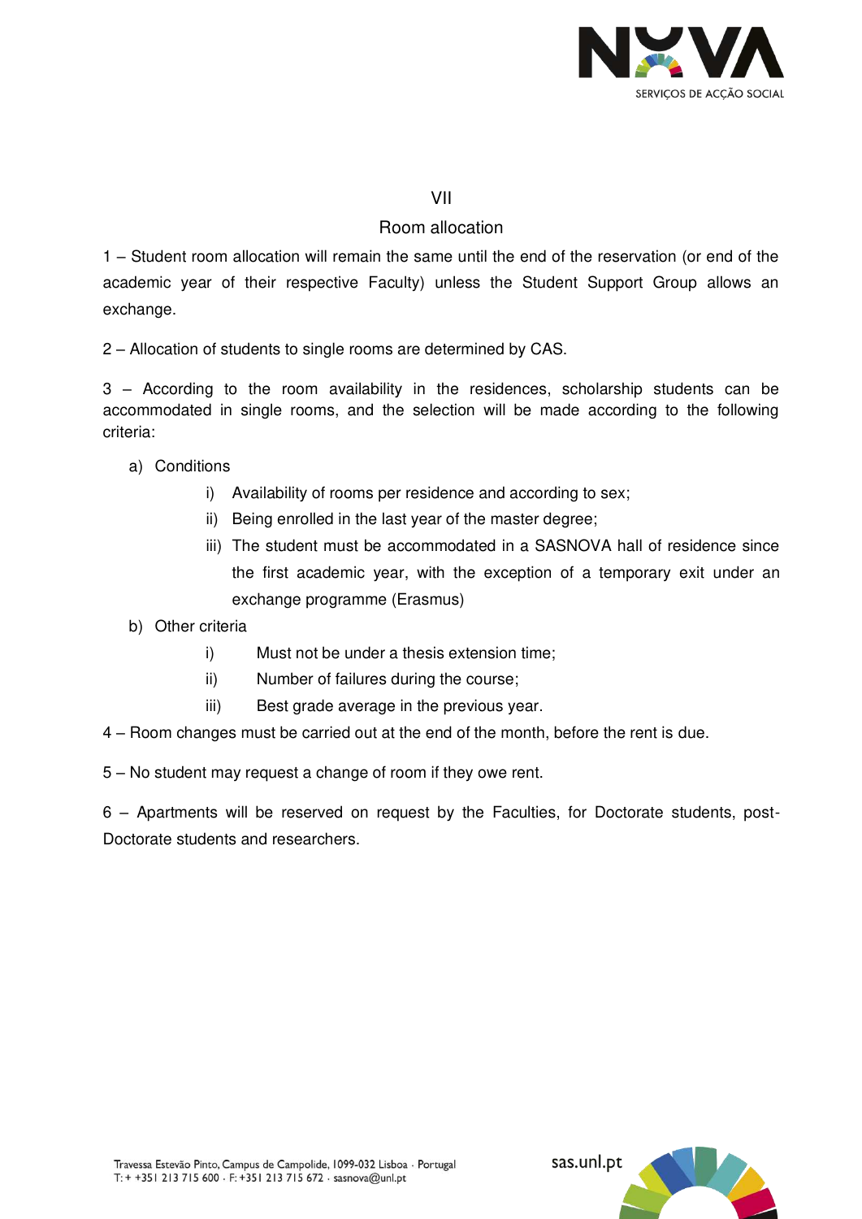## VII

## Room allocation

1 – Student room allocation will remain the same until the end of the reservation (or end of the academic year of their respective Faculty) unless the Student Support Group allows an exchange.

2 – Allocation of students to single rooms are determined by CAS.

3 – According to the room availability in the residences, scholarship students can be accommodated in single rooms, and the selection will be made according to the following criteria:

a) Conditions
   - i) Availability of rooms per residence and according to sex;
   - ii) Being enrolled in the last year of the master degree;
   - iii) The student must be accommodated in a SASNOVA hall of residence since the first academic year, with the exception of a temporary exit under an exchange programme (Erasmus)

b) Other criteria
   - i) Must not be under a thesis extension time;
   - ii) Number of failures during the course;
   - iii) Best grade average in the previous year.

4 – Room changes must be carried out at the end of the month, before the rent is due.

5 – No student may request a change of room if they owe rent.

6 – Apartments will be reserved on request by the Faculties, for Doctorate students, post-Doctorate students and researchers.